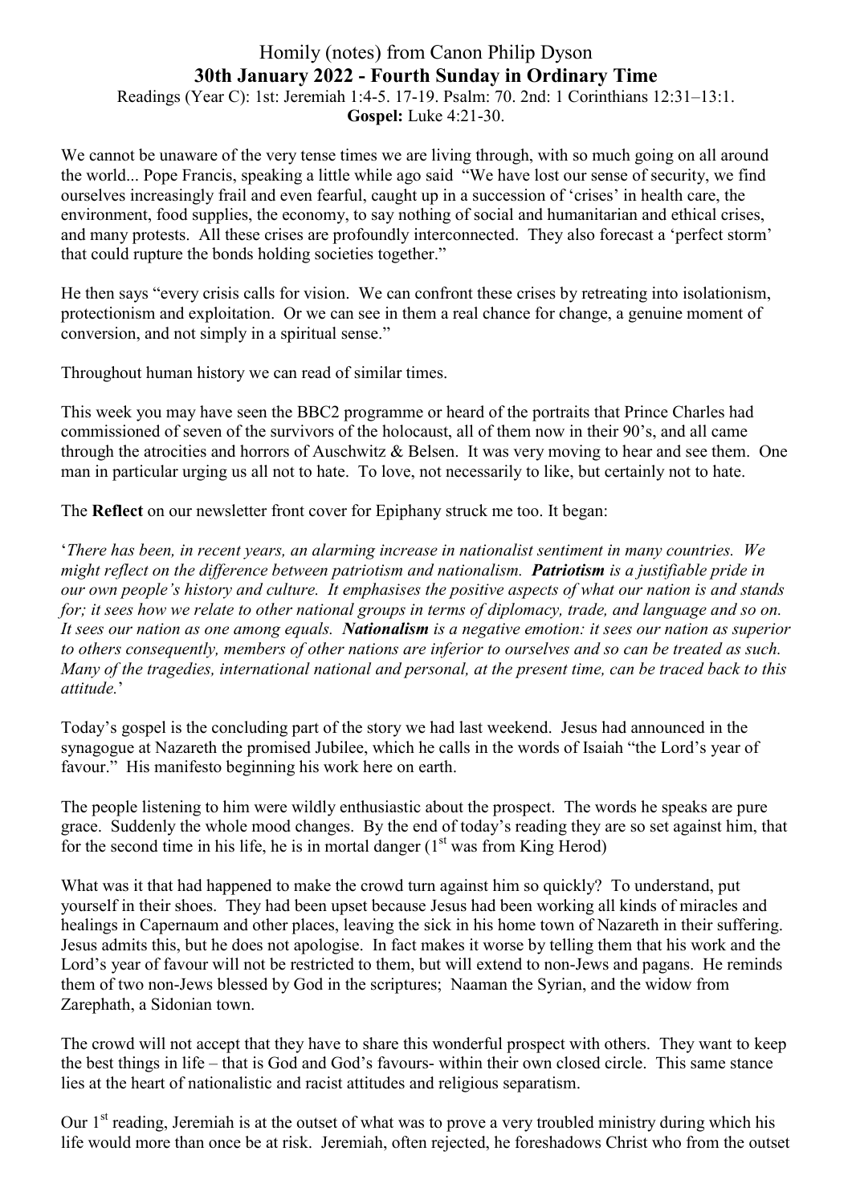# Homily (notes) from Canon Philip Dyson

## 30th January 2022 - Fourth Sunday in Ordinary Time

Readings (Year C): 1st: Jeremiah 1:4-5. 17-19. Psalm: 70. 2nd: 1 Corinthians 12:31–13:1.
**Gospel:** Luke 4:21-30.

We cannot be unaware of the very tense times we are living through, with so much going on all around the world... Pope Francis, speaking a little while ago said "We have lost our sense of security, we find ourselves increasingly frail and even fearful, caught up in a succession of 'crises' in health care, the environment, food supplies, the economy, to say nothing of social and humanitarian and ethical crises, and many protests. All these crises are profoundly interconnected. They also forecast a 'perfect storm' that could rupture the bonds holding societies together."

He then says "every crisis calls for vision. We can confront these crises by retreating into isolationism, protectionism and exploitation. Or we can see in them a real chance for change, a genuine moment of conversion, and not simply in a spiritual sense."

Throughout human history we can read of similar times.

This week you may have seen the BBC2 programme or heard of the portraits that Prince Charles had commissioned of seven of the survivors of the holocaust, all of them now in their 90's, and all came through the atrocities and horrors of Auschwitz & Belsen. It was very moving to hear and see them. One man in particular urging us all not to hate. To love, not necessarily to like, but certainly not to hate.

The **Reflect** on our newsletter front cover for Epiphany struck me too. It began:

'*There has been, in recent years, an alarming increase in nationalist sentiment in many countries. We might reflect on the difference between patriotism and nationalism.* ***Patriotism*** *is a justifiable pride in our own people's history and culture. It emphasises the positive aspects of what our nation is and stands for; it sees how we relate to other national groups in terms of diplomacy, trade, and language and so on. It sees our nation as one among equals.* ***Nationalism*** *is a negative emotion: it sees our nation as superior to others consequently, members of other nations are inferior to ourselves and so can be treated as such. Many of the tragedies, international national and personal, at the present time, can be traced back to this attitude.*'

Today's gospel is the concluding part of the story we had last weekend. Jesus had announced in the synagogue at Nazareth the promised Jubilee, which he calls in the words of Isaiah "the Lord's year of favour." His manifesto beginning his work here on earth.

The people listening to him were wildly enthusiastic about the prospect. The words he speaks are pure grace. Suddenly the whole mood changes. By the end of today's reading they are so set against him, that for the second time in his life, he is in mortal danger (1st was from King Herod)

What was it that had happened to make the crowd turn against him so quickly? To understand, put yourself in their shoes. They had been upset because Jesus had been working all kinds of miracles and healings in Capernaum and other places, leaving the sick in his home town of Nazareth in their suffering. Jesus admits this, but he does not apologise. In fact makes it worse by telling them that his work and the Lord's year of favour will not be restricted to them, but will extend to non-Jews and pagans. He reminds them of two non-Jews blessed by God in the scriptures; Naaman the Syrian, and the widow from Zarephath, a Sidonian town.

The crowd will not accept that they have to share this wonderful prospect with others. They want to keep the best things in life – that is God and God's favours- within their own closed circle. This same stance lies at the heart of nationalistic and racist attitudes and religious separatism.

Our 1st reading, Jeremiah is at the outset of what was to prove a very troubled ministry during which his life would more than once be at risk. Jeremiah, often rejected, he foreshadows Christ who from the outset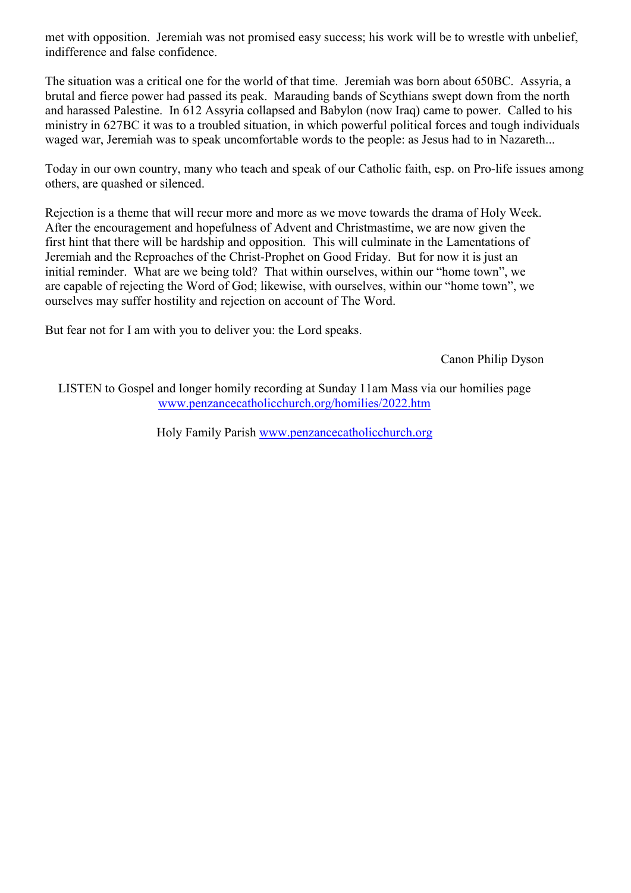met with opposition. Jeremiah was not promised easy success; his work will be to wrestle with unbelief, indifference and false confidence.

The situation was a critical one for the world of that time. Jeremiah was born about 650BC. Assyria, a brutal and fierce power had passed its peak. Marauding bands of Scythians swept down from the north and harassed Palestine. In 612 Assyria collapsed and Babylon (now Iraq) came to power. Called to his ministry in 627BC it was to a troubled situation, in which powerful political forces and tough individuals waged war, Jeremiah was to speak uncomfortable words to the people: as Jesus had to in Nazareth...

Today in our own country, many who teach and speak of our Catholic faith, esp. on Pro-life issues among others, are quashed or silenced.

Rejection is a theme that will recur more and more as we move towards the drama of Holy Week. After the encouragement and hopefulness of Advent and Christmastime, we are now given the first hint that there will be hardship and opposition. This will culminate in the Lamentations of Jeremiah and the Reproaches of the Christ-Prophet on Good Friday. But for now it is just an initial reminder. What are we being told? That within ourselves, within our "home town", we are capable of rejecting the Word of God; likewise, with ourselves, within our "home town", we ourselves may suffer hostility and rejection on account of The Word.

But fear not for I am with you to deliver you: the Lord speaks.

Canon Philip Dyson

LISTEN to Gospel and longer homily recording at Sunday 11am Mass via our homilies page www.penzancecatholicchurch.org/homilies/2022.htm

Holy Family Parish www.penzancecatholicchurch.org